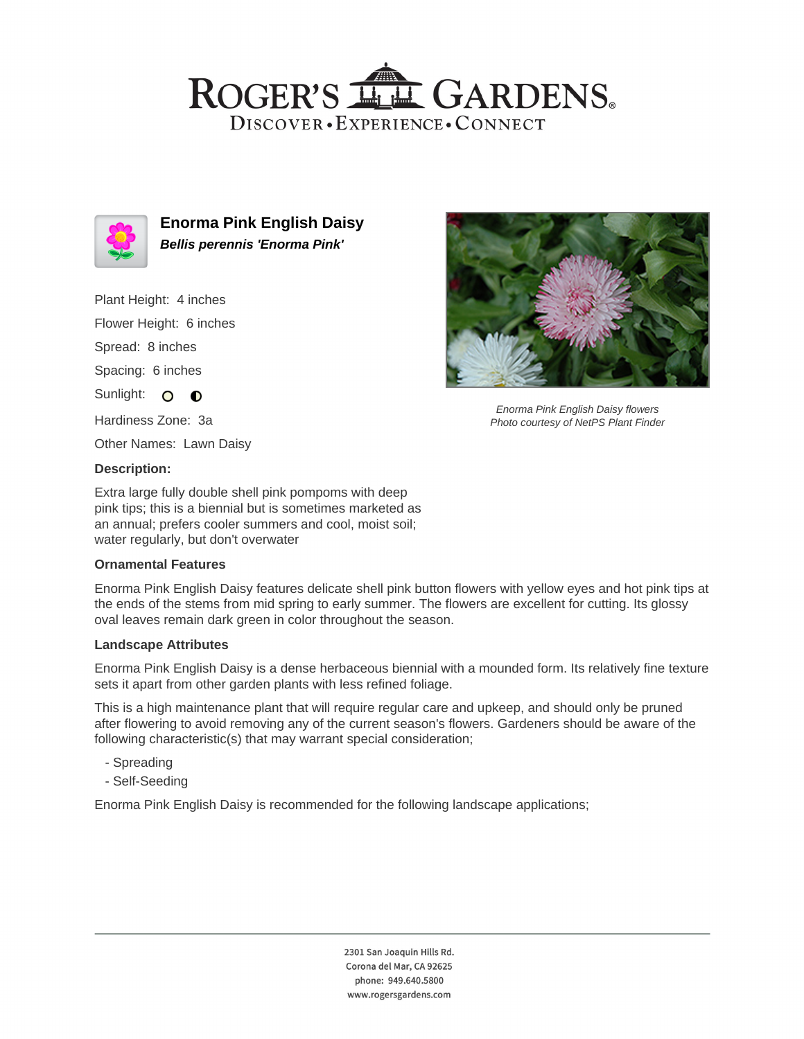# Enorma Pink English Daisy

***Bellis perennis 'Enorma Pink'***

Plant Height: 4 inches

Flower Height: 6 inches

Spread: 8 inches

Spacing: 6 inches

Sunlight:

Hardiness Zone: 3a

Other Names: Lawn Daisy

*Enorma Pink English Daisy flowers*
*Photo courtesy of NetPS Plant Finder*

### Description:

Extra large fully double shell pink pompoms with deep pink tips; this is a biennial but is sometimes marketed as an annual; prefers cooler summers and cool, moist soil; water regularly, but don't overwater

### Ornamental Features

Enorma Pink English Daisy features delicate shell pink button flowers with yellow eyes and hot pink tips at the ends of the stems from mid spring to early summer. The flowers are excellent for cutting. Its glossy oval leaves remain dark green in color throughout the season.

### Landscape Attributes

Enorma Pink English Daisy is a dense herbaceous biennial with a mounded form. Its relatively fine texture sets it apart from other garden plants with less refined foliage.

This is a high maintenance plant that will require regular care and upkeep, and should only be pruned after flowering to avoid removing any of the current season's flowers. Gardeners should be aware of the following characteristic(s) that may warrant special consideration;

- Spreading
- Self-Seeding

Enorma Pink English Daisy is recommended for the following landscape applications;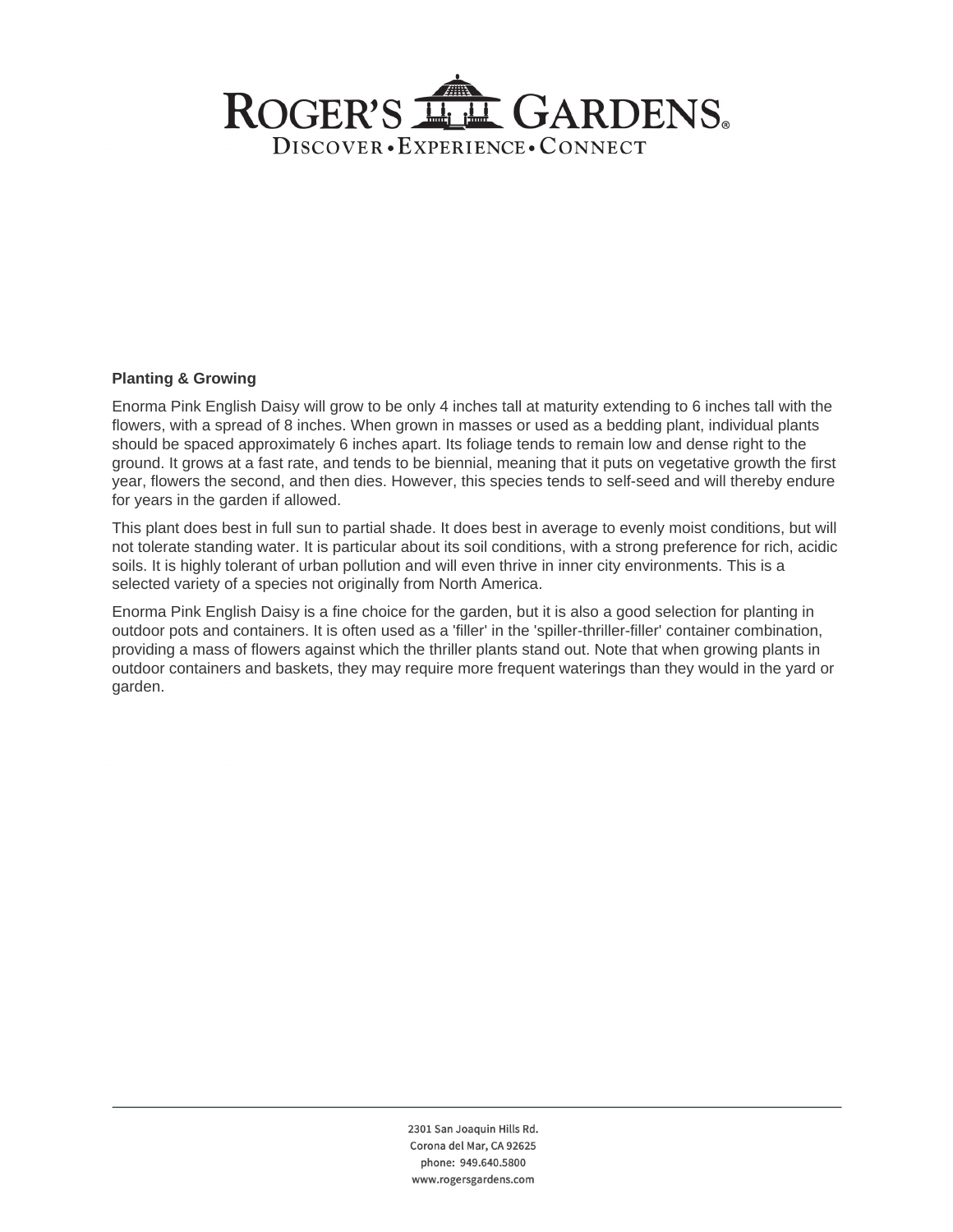**Planting & Growing**

Enorma Pink English Daisy will grow to be only 4 inches tall at maturity extending to 6 inches tall with the flowers, with a spread of 8 inches. When grown in masses or used as a bedding plant, individual plants should be spaced approximately 6 inches apart. Its foliage tends to remain low and dense right to the ground. It grows at a fast rate, and tends to be biennial, meaning that it puts on vegetative growth the first year, flowers the second, and then dies. However, this species tends to self-seed and will thereby endure for years in the garden if allowed.

This plant does best in full sun to partial shade. It does best in average to evenly moist conditions, but will not tolerate standing water. It is particular about its soil conditions, with a strong preference for rich, acidic soils. It is highly tolerant of urban pollution and will even thrive in inner city environments. This is a selected variety of a species not originally from North America.

Enorma Pink English Daisy is a fine choice for the garden, but it is also a good selection for planting in outdoor pots and containers. It is often used as a 'filler' in the 'spiller-thriller-filler' container combination, providing a mass of flowers against which the thriller plants stand out. Note that when growing plants in outdoor containers and baskets, they may require more frequent waterings than they would in the yard or garden.